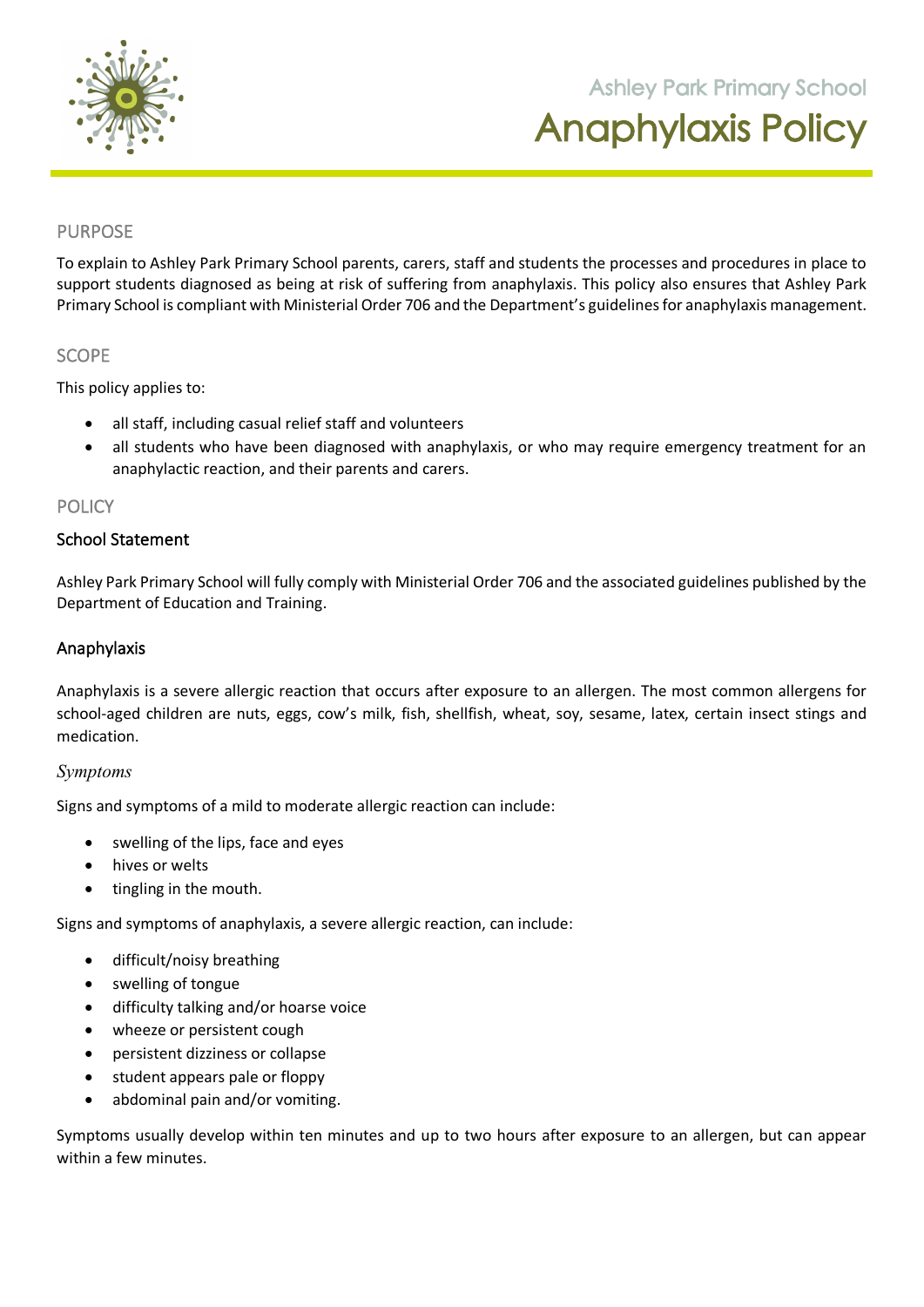Ashley Park Primary School

# Anaphylaxis Policy

## PURPOSE

To explain to Ashley Park Primary School parents, carers, staff and students the processes and procedures in place to support students diagnosed as being at risk of suffering from anaphylaxis. This policy also ensures that Ashley Park Primary School is compliant with Ministerial Order 706 and the Department's guidelines for anaphylaxis management.

## SCOPE

This policy applies to:

- all staff, including casual relief staff and volunteers
- all students who have been diagnosed with anaphylaxis, or who may require emergency treatment for an anaphylactic reaction, and their parents and carers.

## POLICY

### School Statement

Ashley Park Primary School will fully comply with Ministerial Order 706 and the associated guidelines published by the Department of Education and Training.

### Anaphylaxis

Anaphylaxis is a severe allergic reaction that occurs after exposure to an allergen. The most common allergens for school-aged children are nuts, eggs, cow's milk, fish, shellfish, wheat, soy, sesame, latex, certain insect stings and medication.

*Symptoms*

Signs and symptoms of a mild to moderate allergic reaction can include:

- swelling of the lips, face and eyes
- hives or welts
- tingling in the mouth.

Signs and symptoms of anaphylaxis, a severe allergic reaction, can include:

- difficult/noisy breathing
- swelling of tongue
- difficulty talking and/or hoarse voice
- wheeze or persistent cough
- persistent dizziness or collapse
- student appears pale or floppy
- abdominal pain and/or vomiting.

Symptoms usually develop within ten minutes and up to two hours after exposure to an allergen, but can appear within a few minutes.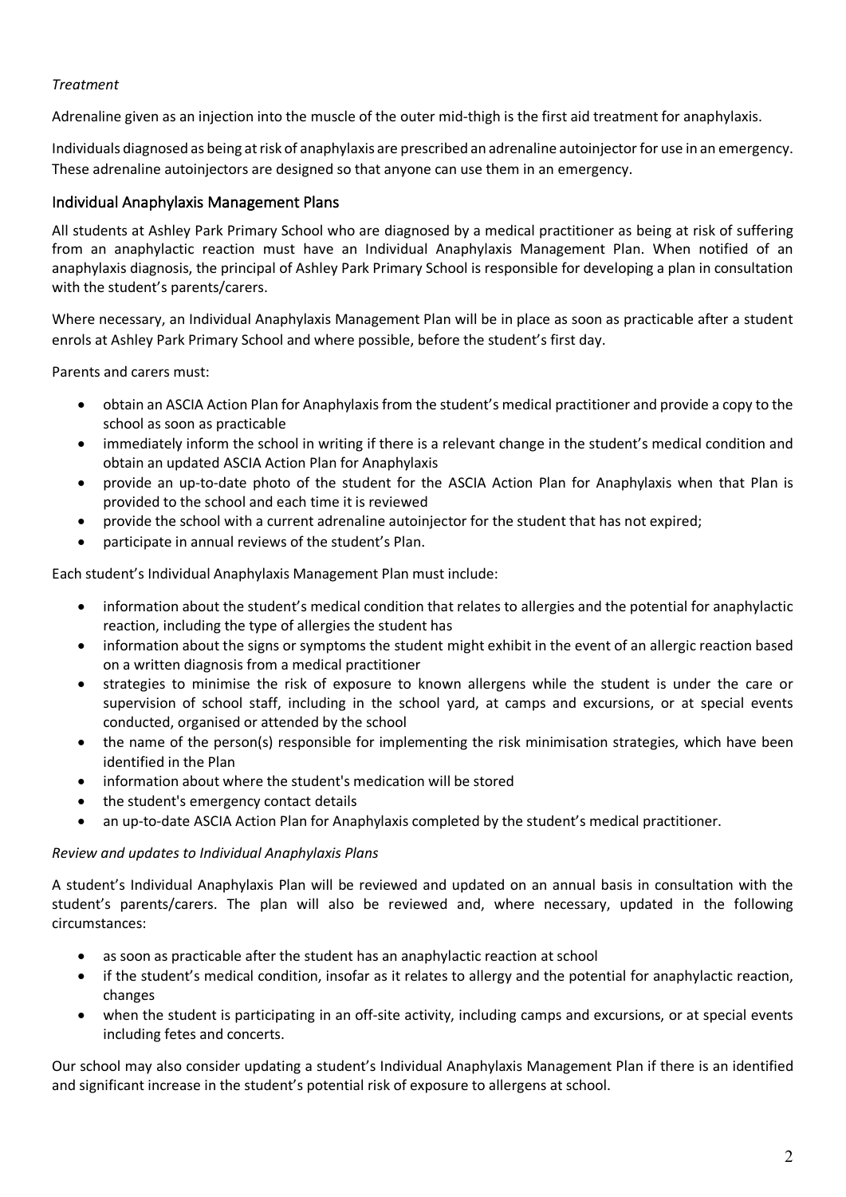*Treatment*

Adrenaline given as an injection into the muscle of the outer mid-thigh is the first aid treatment for anaphylaxis.

Individuals diagnosed as being at risk of anaphylaxis are prescribed an adrenaline autoinjector for use in an emergency. These adrenaline autoinjectors are designed so that anyone can use them in an emergency.

## Individual Anaphylaxis Management Plans

All students at Ashley Park Primary School who are diagnosed by a medical practitioner as being at risk of suffering from an anaphylactic reaction must have an Individual Anaphylaxis Management Plan. When notified of an anaphylaxis diagnosis, the principal of Ashley Park Primary School is responsible for developing a plan in consultation with the student's parents/carers.

Where necessary, an Individual Anaphylaxis Management Plan will be in place as soon as practicable after a student enrols at Ashley Park Primary School and where possible, before the student's first day.

Parents and carers must:

- obtain an ASCIA Action Plan for Anaphylaxis from the student's medical practitioner and provide a copy to the school as soon as practicable
- immediately inform the school in writing if there is a relevant change in the student's medical condition and obtain an updated ASCIA Action Plan for Anaphylaxis
- provide an up-to-date photo of the student for the ASCIA Action Plan for Anaphylaxis when that Plan is provided to the school and each time it is reviewed
- provide the school with a current adrenaline autoinjector for the student that has not expired;
- participate in annual reviews of the student's Plan.

Each student's Individual Anaphylaxis Management Plan must include:

- information about the student's medical condition that relates to allergies and the potential for anaphylactic reaction, including the type of allergies the student has
- information about the signs or symptoms the student might exhibit in the event of an allergic reaction based on a written diagnosis from a medical practitioner
- strategies to minimise the risk of exposure to known allergens while the student is under the care or supervision of school staff, including in the school yard, at camps and excursions, or at special events conducted, organised or attended by the school
- the name of the person(s) responsible for implementing the risk minimisation strategies, which have been identified in the Plan
- information about where the student's medication will be stored
- the student's emergency contact details
- an up-to-date ASCIA Action Plan for Anaphylaxis completed by the student's medical practitioner.

*Review and updates to Individual Anaphylaxis Plans*

A student's Individual Anaphylaxis Plan will be reviewed and updated on an annual basis in consultation with the student's parents/carers. The plan will also be reviewed and, where necessary, updated in the following circumstances:

- as soon as practicable after the student has an anaphylactic reaction at school
- if the student's medical condition, insofar as it relates to allergy and the potential for anaphylactic reaction, changes
- when the student is participating in an off-site activity, including camps and excursions, or at special events including fetes and concerts.

Our school may also consider updating a student's Individual Anaphylaxis Management Plan if there is an identified and significant increase in the student's potential risk of exposure to allergens at school.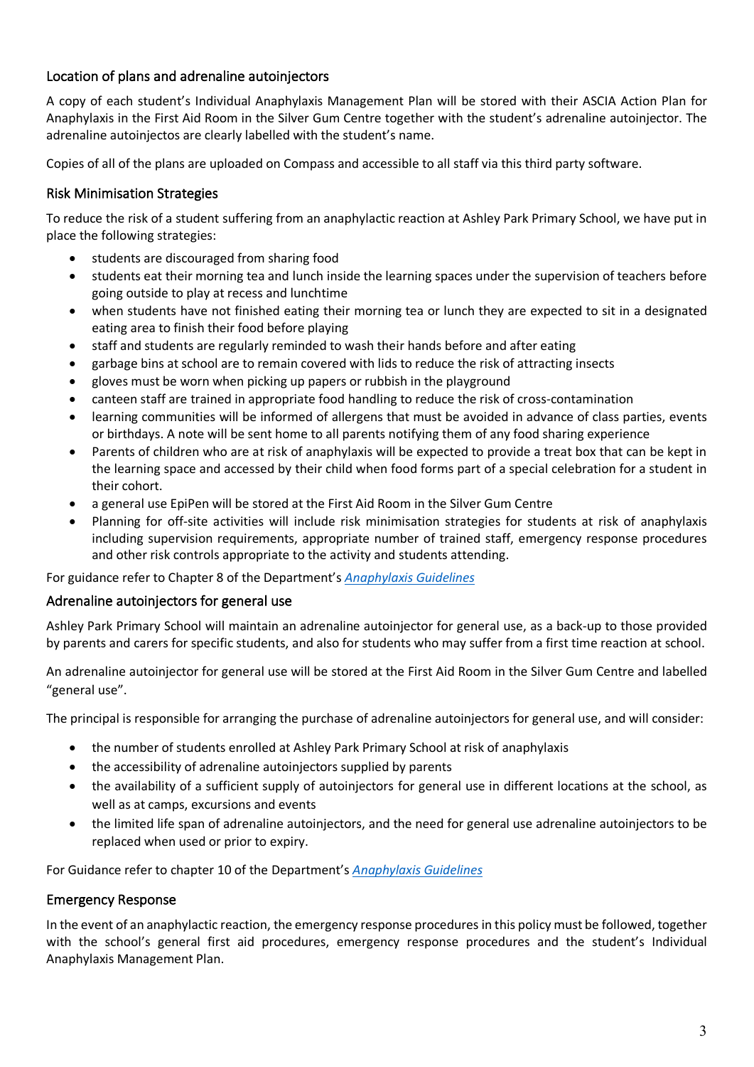## Location of plans and adrenaline autoinjectors

A copy of each student's Individual Anaphylaxis Management Plan will be stored with their ASCIA Action Plan for Anaphylaxis in the First Aid Room in the Silver Gum Centre together with the student's adrenaline autoinjector. The adrenaline autoinjectos are clearly labelled with the student's name.

Copies of all of the plans are uploaded on Compass and accessible to all staff via this third party software.

## Risk Minimisation Strategies

To reduce the risk of a student suffering from an anaphylactic reaction at Ashley Park Primary School, we have put in place the following strategies:

- students are discouraged from sharing food
- students eat their morning tea and lunch inside the learning spaces under the supervision of teachers before going outside to play at recess and lunchtime
- when students have not finished eating their morning tea or lunch they are expected to sit in a designated eating area to finish their food before playing
- staff and students are regularly reminded to wash their hands before and after eating
- garbage bins at school are to remain covered with lids to reduce the risk of attracting insects
- gloves must be worn when picking up papers or rubbish in the playground
- canteen staff are trained in appropriate food handling to reduce the risk of cross-contamination
- learning communities will be informed of allergens that must be avoided in advance of class parties, events or birthdays. A note will be sent home to all parents notifying them of any food sharing experience
- Parents of children who are at risk of anaphylaxis will be expected to provide a treat box that can be kept in the learning space and accessed by their child when food forms part of a special celebration for a student in their cohort.
- a general use EpiPen will be stored at the First Aid Room in the Silver Gum Centre
- Planning for off-site activities will include risk minimisation strategies for students at risk of anaphylaxis including supervision requirements, appropriate number of trained staff, emergency response procedures and other risk controls appropriate to the activity and students attending.

For guidance refer to Chapter 8 of the Department's *Anaphylaxis Guidelines*

## Adrenaline autoinjectors for general use

Ashley Park Primary School will maintain an adrenaline autoinjector for general use, as a back-up to those provided by parents and carers for specific students, and also for students who may suffer from a first time reaction at school.

An adrenaline autoinjector for general use will be stored at the First Aid Room in the Silver Gum Centre and labelled "general use".

The principal is responsible for arranging the purchase of adrenaline autoinjectors for general use, and will consider:

- the number of students enrolled at Ashley Park Primary School at risk of anaphylaxis
- the accessibility of adrenaline autoinjectors supplied by parents
- the availability of a sufficient supply of autoinjectors for general use in different locations at the school, as well as at camps, excursions and events
- the limited life span of adrenaline autoinjectors, and the need for general use adrenaline autoinjectors to be replaced when used or prior to expiry.

For Guidance refer to chapter 10 of the Department's *Anaphylaxis Guidelines*

## Emergency Response

In the event of an anaphylactic reaction, the emergency response procedures in this policy must be followed, together with the school's general first aid procedures, emergency response procedures and the student's Individual Anaphylaxis Management Plan.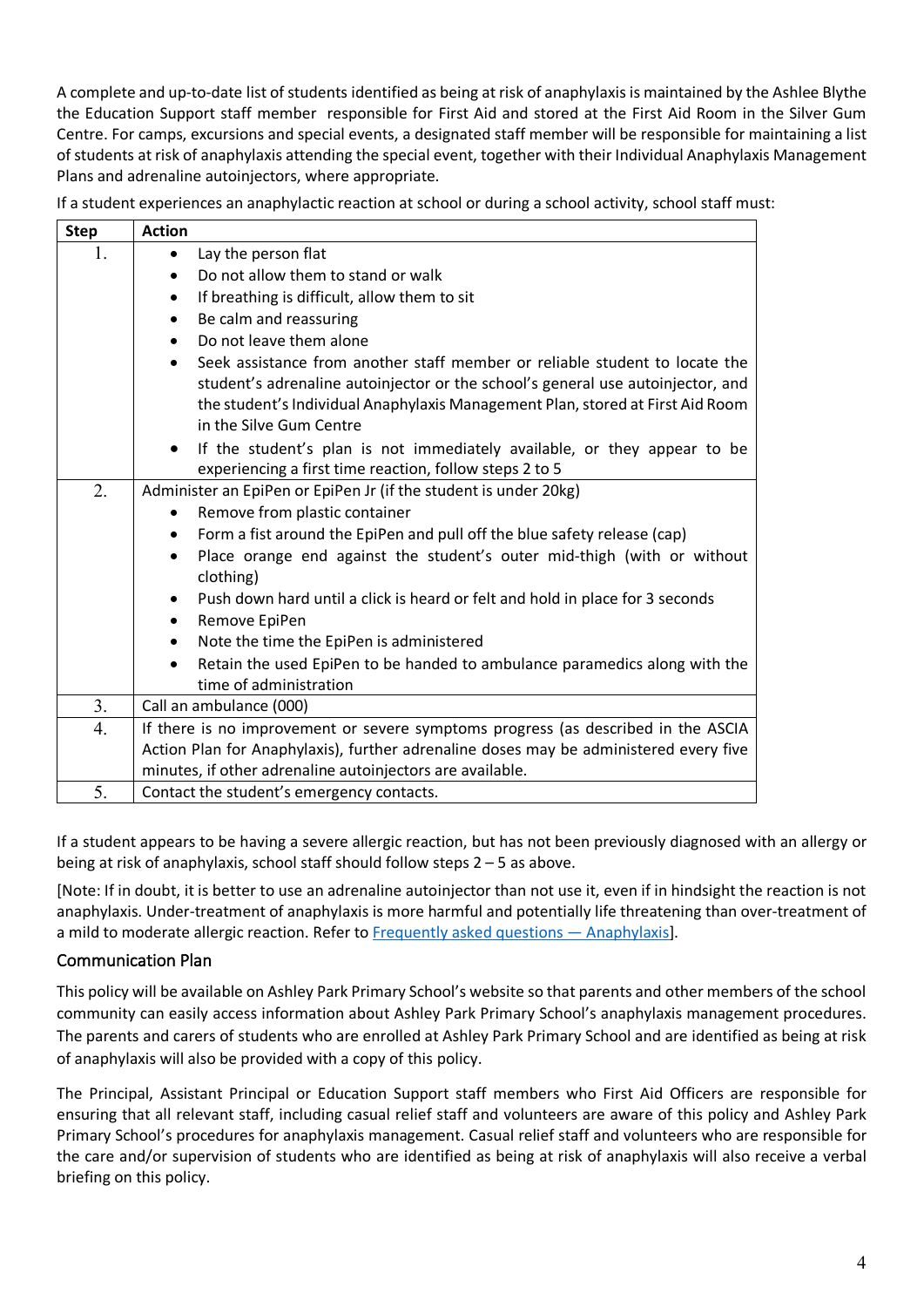A complete and up-to-date list of students identified as being at risk of anaphylaxis is maintained by the Ashlee Blythe the Education Support staff member responsible for First Aid and stored at the First Aid Room in the Silver Gum Centre. For camps, excursions and special events, a designated staff member will be responsible for maintaining a list of students at risk of anaphylaxis attending the special event, together with their Individual Anaphylaxis Management Plans and adrenaline autoinjectors, where appropriate.

If a student experiences an anaphylactic reaction at school or during a school activity, school staff must:

| Step | Action |
|---|---|
| 1. | • Lay the person flat<br>• Do not allow them to stand or walk<br>• If breathing is difficult, allow them to sit<br>• Be calm and reassuring<br>• Do not leave them alone<br>• Seek assistance from another staff member or reliable student to locate the student's adrenaline autoinjector or the school's general use autoinjector, and the student's Individual Anaphylaxis Management Plan, stored at First Aid Room in the Silve Gum Centre<br>• If the student's plan is not immediately available, or they appear to be experiencing a first time reaction, follow steps 2 to 5 |
| 2. | Administer an EpiPen or EpiPen Jr (if the student is under 20kg)<br>• Remove from plastic container<br>• Form a fist around the EpiPen and pull off the blue safety release (cap)<br>• Place orange end against the student's outer mid-thigh (with or without clothing)<br>• Push down hard until a click is heard or felt and hold in place for 3 seconds<br>• Remove EpiPen<br>• Note the time the EpiPen is administered<br>• Retain the used EpiPen to be handed to ambulance paramedics along with the time of administration |
| 3. | Call an ambulance (000) |
| 4. | If there is no improvement or severe symptoms progress (as described in the ASCIA Action Plan for Anaphylaxis), further adrenaline doses may be administered every five minutes, if other adrenaline autoinjectors are available. |
| 5. | Contact the student's emergency contacts. |

If a student appears to be having a severe allergic reaction, but has not been previously diagnosed with an allergy or being at risk of anaphylaxis, school staff should follow steps 2 – 5 as above.

[Note: If in doubt, it is better to use an adrenaline autoinjector than not use it, even if in hindsight the reaction is not anaphylaxis. Under-treatment of anaphylaxis is more harmful and potentially life threatening than over-treatment of a mild to moderate allergic reaction. Refer to Frequently asked questions — Anaphylaxis].

## Communication Plan

This policy will be available on Ashley Park Primary School's website so that parents and other members of the school community can easily access information about Ashley Park Primary School's anaphylaxis management procedures. The parents and carers of students who are enrolled at Ashley Park Primary School and are identified as being at risk of anaphylaxis will also be provided with a copy of this policy.

The Principal, Assistant Principal or Education Support staff members who First Aid Officers are responsible for ensuring that all relevant staff, including casual relief staff and volunteers are aware of this policy and Ashley Park Primary School's procedures for anaphylaxis management. Casual relief staff and volunteers who are responsible for the care and/or supervision of students who are identified as being at risk of anaphylaxis will also receive a verbal briefing on this policy.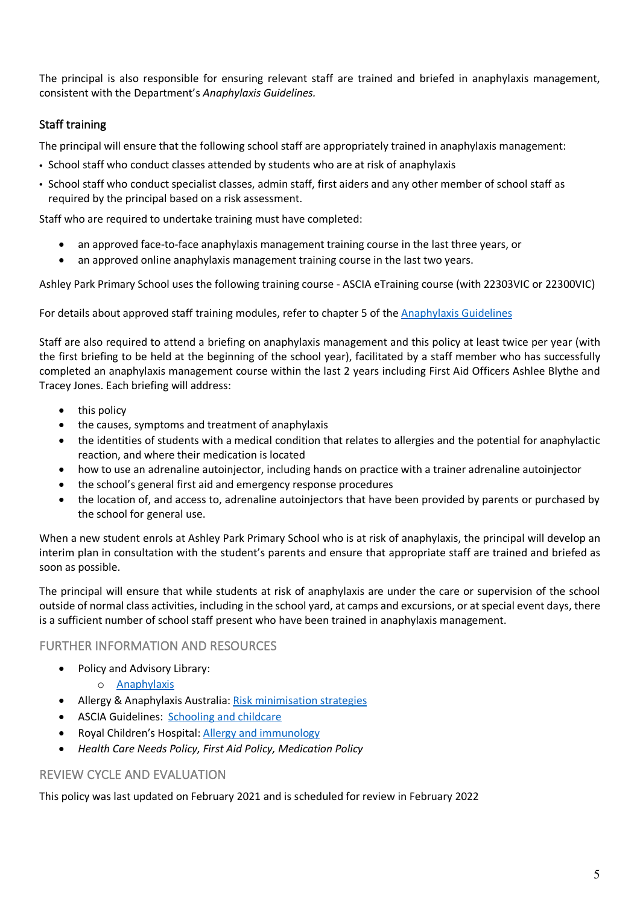The principal is also responsible for ensuring relevant staff are trained and briefed in anaphylaxis management, consistent with the Department's *Anaphylaxis Guidelines.*

### Staff training

The principal will ensure that the following school staff are appropriately trained in anaphylaxis management:

- School staff who conduct classes attended by students who are at risk of anaphylaxis
- School staff who conduct specialist classes, admin staff, first aiders and any other member of school staff as required by the principal based on a risk assessment.

Staff who are required to undertake training must have completed:

- an approved face-to-face anaphylaxis management training course in the last three years, or
- an approved online anaphylaxis management training course in the last two years.

Ashley Park Primary School uses the following training course - ASCIA eTraining course (with 22303VIC or 22300VIC)

For details about approved staff training modules, refer to chapter 5 of the [Anaphylaxis Guidelines]

Staff are also required to attend a briefing on anaphylaxis management and this policy at least twice per year (with the first briefing to be held at the beginning of the school year), facilitated by a staff member who has successfully completed an anaphylaxis management course within the last 2 years including First Aid Officers Ashlee Blythe and Tracey Jones. Each briefing will address:

- this policy
- the causes, symptoms and treatment of anaphylaxis
- the identities of students with a medical condition that relates to allergies and the potential for anaphylactic reaction, and where their medication is located
- how to use an adrenaline autoinjector, including hands on practice with a trainer adrenaline autoinjector
- the school's general first aid and emergency response procedures
- the location of, and access to, adrenaline autoinjectors that have been provided by parents or purchased by the school for general use.

When a new student enrols at Ashley Park Primary School who is at risk of anaphylaxis, the principal will develop an interim plan in consultation with the student's parents and ensure that appropriate staff are trained and briefed as soon as possible.

The principal will ensure that while students at risk of anaphylaxis are under the care or supervision of the school outside of normal class activities, including in the school yard, at camps and excursions, or at special event days, there is a sufficient number of school staff present who have been trained in anaphylaxis management.

## FURTHER INFORMATION AND RESOURCES

- Policy and Advisory Library:
  - [Anaphylaxis]
- Allergy & Anaphylaxis Australia: [Risk minimisation strategies]
- ASCIA Guidelines: [Schooling and childcare]
- Royal Children's Hospital: [Allergy and immunology]
- *Health Care Needs Policy, First Aid Policy, Medication Policy*

## REVIEW CYCLE AND EVALUATION

This policy was last updated on February 2021 and is scheduled for review in February 2022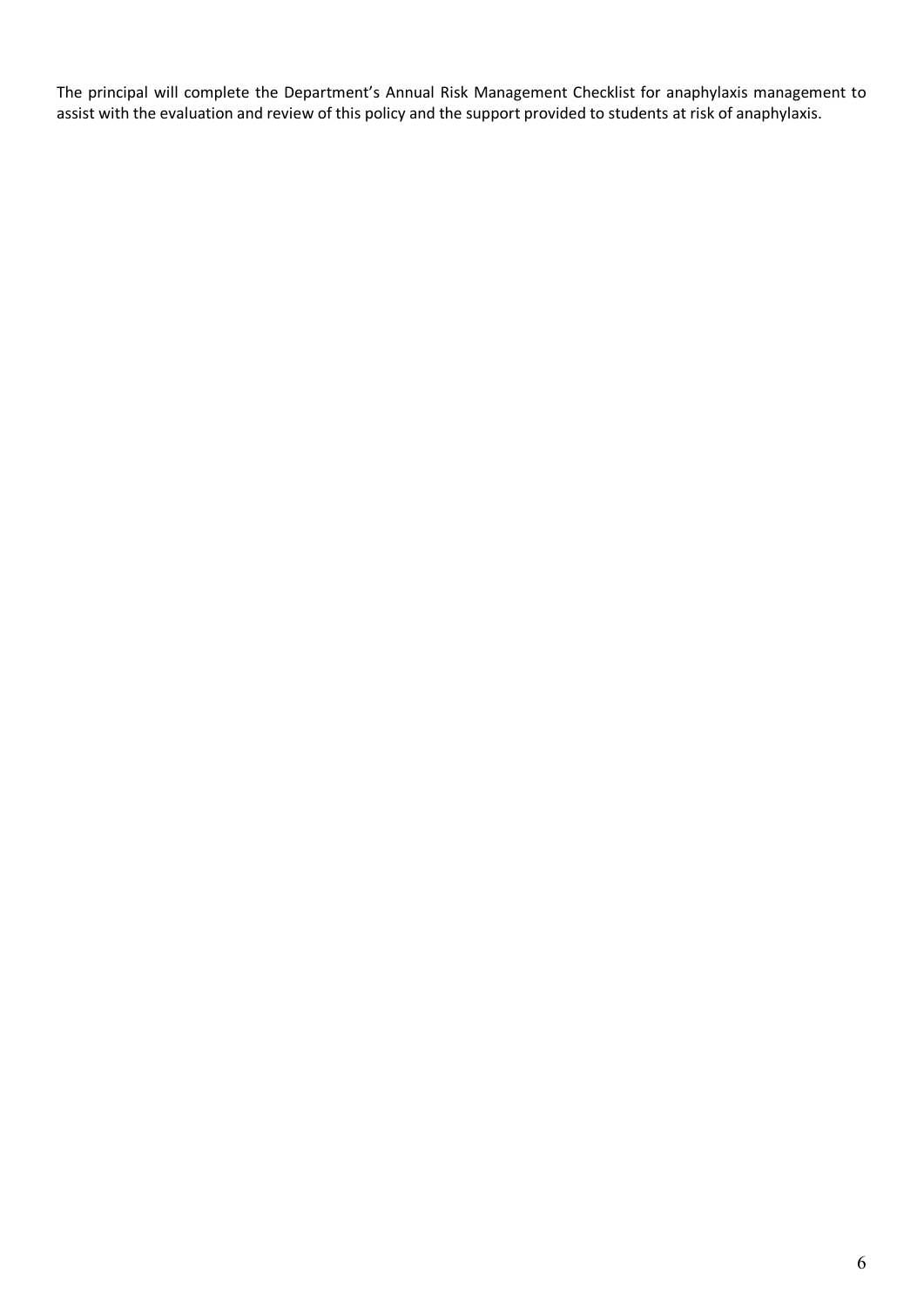The principal will complete the Department's Annual Risk Management Checklist for anaphylaxis management to assist with the evaluation and review of this policy and the support provided to students at risk of anaphylaxis.